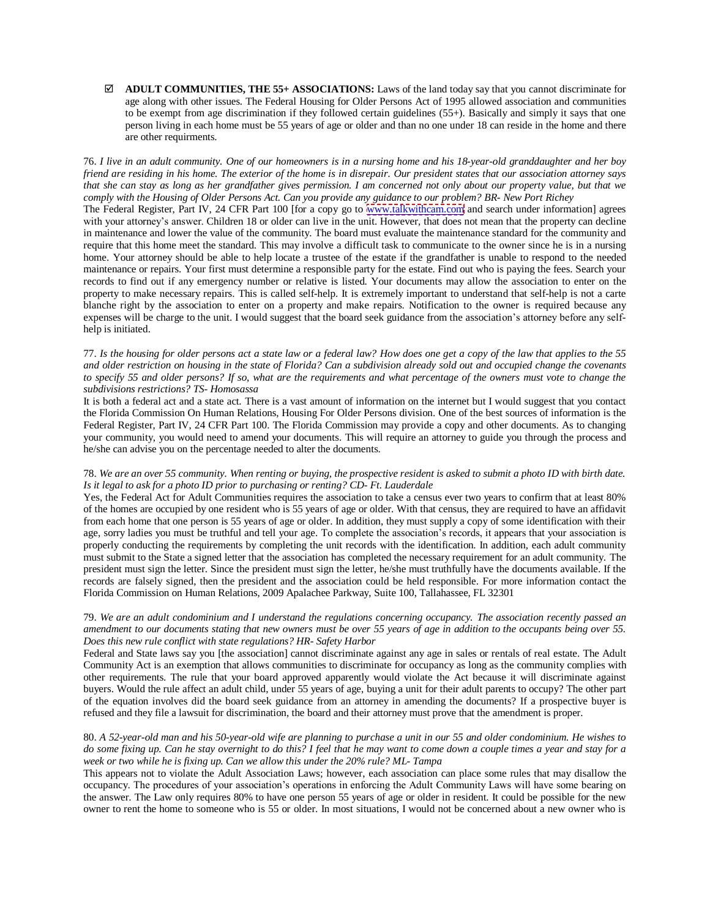- ☑ **ADULT COMMUNITIES, THE 55+ ASSOCIATIONS:** Laws of the land today say that you cannot discriminate for age along with other issues. The Federal Housing for Older Persons Act of 1995 allowed association and communities to be exempt from age discrimination if they followed certain guidelines (55+). Basically and simply it says that one person living in each home must be 55 years of age or older and than no one under 18 can reside in the home and there are other requirments.

76. *I live in an adult community. One of our homeowners is in a nursing home and his 18-year-old granddaughter and her boy friend are residing in his home. The exterior of the home is in disrepair. Our president states that our association attorney says that she can stay as long as her grandfather gives permission. I am concerned not only about our property value, but that we comply with the Housing of Older Persons Act. Can you provide any guidance to our problem? BR- New Port Richey*

The Federal Register, Part IV, 24 CFR Part 100 [for a copy go to www.talkwithcam.com and search under information] agrees with your attorney's answer. Children 18 or older can live in the unit. However, that does not mean that the property can decline in maintenance and lower the value of the community. The board must evaluate the maintenance standard for the community and require that this home meet the standard. This may involve a difficult task to communicate to the owner since he is in a nursing home. Your attorney should be able to help locate a trustee of the estate if the grandfather is unable to respond to the needed maintenance or repairs. Your first must determine a responsible party for the estate. Find out who is paying the fees. Search your records to find out if any emergency number or relative is listed. Your documents may allow the association to enter on the property to make necessary repairs. This is called self-help. It is extremely important to understand that self-help is not a carte blanche right by the association to enter on a property and make repairs. Notification to the owner is required because any expenses will be charge to the unit. I would suggest that the board seek guidance from the association's attorney before any self-help is initiated.

77. *Is the housing for older persons act a state law or a federal law? How does one get a copy of the law that applies to the 55 and older restriction on housing in the state of Florida? Can a subdivision already sold out and occupied change the covenants to specify 55 and older persons? If so, what are the requirements and what percentage of the owners must vote to change the subdivisions restrictions? TS- Homosassa*

It is both a federal act and a state act. There is a vast amount of information on the internet but I would suggest that you contact the Florida Commission On Human Relations, Housing For Older Persons division. One of the best sources of information is the Federal Register, Part IV, 24 CFR Part 100. The Florida Commission may provide a copy and other documents. As to changing your community, you would need to amend your documents. This will require an attorney to guide you through the process and he/she can advise you on the percentage needed to alter the documents.

78. *We are an over 55 community. When renting or buying, the prospective resident is asked to submit a photo ID with birth date. Is it legal to ask for a photo ID prior to purchasing or renting? CD- Ft. Lauderdale*

Yes, the Federal Act for Adult Communities requires the association to take a census ever two years to confirm that at least 80% of the homes are occupied by one resident who is 55 years of age or older. With that census, they are required to have an affidavit from each home that one person is 55 years of age or older. In addition, they must supply a copy of some identification with their age, sorry ladies you must be truthful and tell your age. To complete the association's records, it appears that your association is properly conducting the requirements by completing the unit records with the identification. In addition, each adult community must submit to the State a signed letter that the association has completed the necessary requirement for an adult community. The president must sign the letter. Since the president must sign the letter, he/she must truthfully have the documents available. If the records are falsely signed, then the president and the association could be held responsible. For more information contact the Florida Commission on Human Relations, 2009 Apalachee Parkway, Suite 100, Tallahassee, FL 32301

79. *We are an adult condominium and I understand the regulations concerning occupancy. The association recently passed an amendment to our documents stating that new owners must be over 55 years of age in addition to the occupants being over 55. Does this new rule conflict with state regulations? HR- Safety Harbor*

Federal and State laws say you [the association] cannot discriminate against any age in sales or rentals of real estate. The Adult Community Act is an exemption that allows communities to discriminate for occupancy as long as the community complies with other requirements. The rule that your board approved apparently would violate the Act because it will discriminate against buyers. Would the rule affect an adult child, under 55 years of age, buying a unit for their adult parents to occupy? The other part of the equation involves did the board seek guidance from an attorney in amending the documents? If a prospective buyer is refused and they file a lawsuit for discrimination, the board and their attorney must prove that the amendment is proper.

80. *A 52-year-old man and his 50-year-old wife are planning to purchase a unit in our 55 and older condominium. He wishes to do some fixing up. Can he stay overnight to do this? I feel that he may want to come down a couple times a year and stay for a week or two while he is fixing up. Can we allow this under the 20% rule? ML- Tampa*

This appears not to violate the Adult Association Laws; however, each association can place some rules that may disallow the occupancy. The procedures of your association's operations in enforcing the Adult Community Laws will have some bearing on the answer. The Law only requires 80% to have one person 55 years of age or older in resident. It could be possible for the new owner to rent the home to someone who is 55 or older. In most situations, I would not be concerned about a new owner who is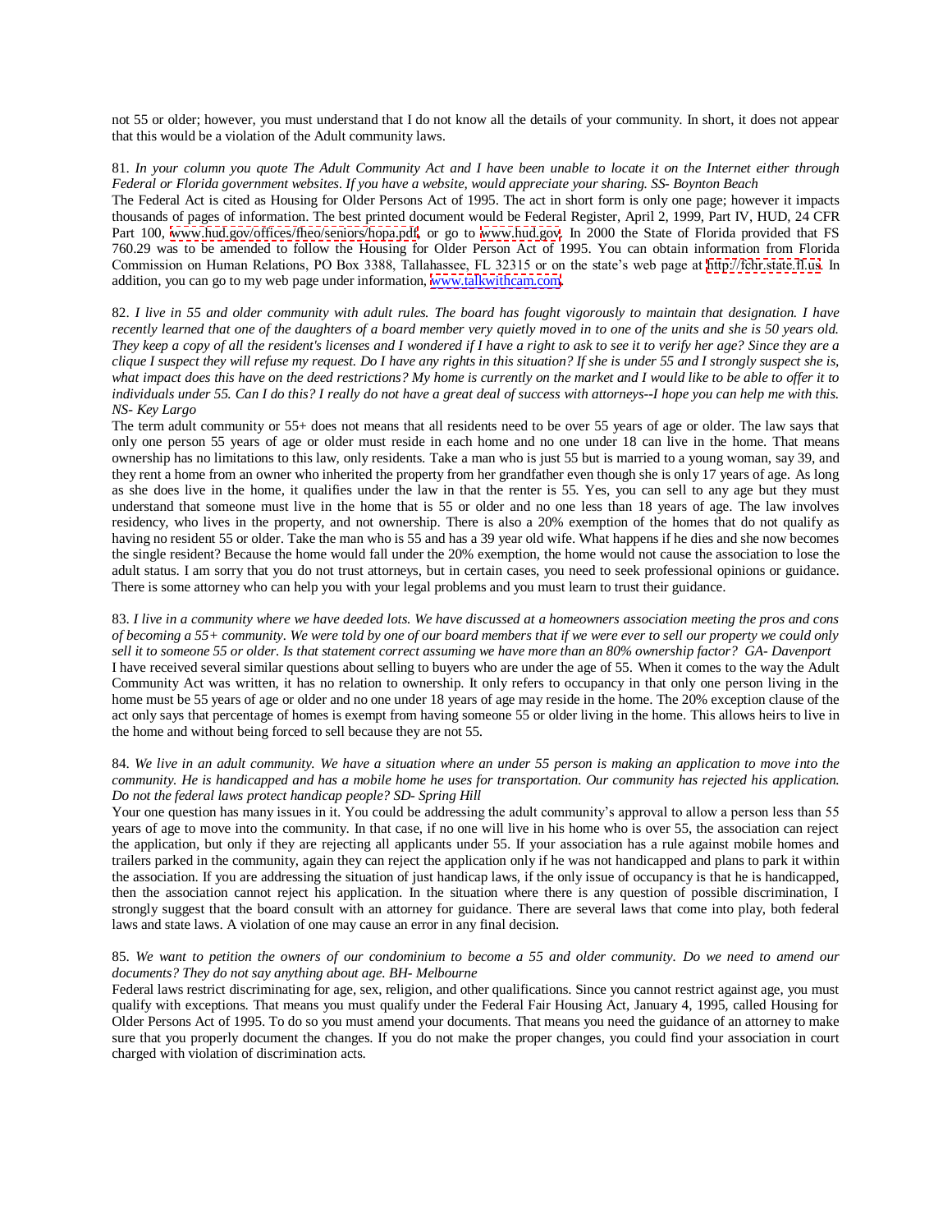not 55 or older; however, you must understand that I do not know all the details of your community. In short, it does not appear that this would be a violation of the Adult community laws.

81. *In your column you quote The Adult Community Act and I have been unable to locate it on the Internet either through Federal or Florida government websites. If you have a website, would appreciate your sharing. SS- Boynton Beach*
The Federal Act is cited as Housing for Older Persons Act of 1995. The act in short form is only one page; however it impacts thousands of pages of information. The best printed document would be Federal Register, April 2, 1999, Part IV, HUD, 24 CFR Part 100, www.hud.gov/offices/fheo/seniors/hopa.pdf, or go to www.hud.gov. In 2000 the State of Florida provided that FS 760.29 was to be amended to follow the Housing for Older Person Act of 1995. You can obtain information from Florida Commission on Human Relations, PO Box 3388, Tallahassee, FL 32315 or on the state's web page at http://fchr.state.fl.us. In addition, you can go to my web page under information, www.talkwithcam.com.

82. *I live in 55 and older community with adult rules. The board has fought vigorously to maintain that designation. I have recently learned that one of the daughters of a board member very quietly moved in to one of the units and she is 50 years old. They keep a copy of all the resident's licenses and I wondered if I have a right to ask to see it to verify her age? Since they are a clique I suspect they will refuse my request. Do I have any rights in this situation? If she is under 55 and I strongly suspect she is, what impact does this have on the deed restrictions? My home is currently on the market and I would like to be able to offer it to individuals under 55. Can I do this? I really do not have a great deal of success with attorneys--I hope you can help me with this. NS- Key Largo*
The term adult community or 55+ does not means that all residents need to be over 55 years of age or older. The law says that only one person 55 years of age or older must reside in each home and no one under 18 can live in the home. That means ownership has no limitations to this law, only residents. Take a man who is just 55 but is married to a young woman, say 39, and they rent a home from an owner who inherited the property from her grandfather even though she is only 17 years of age. As long as she does live in the home, it qualifies under the law in that the renter is 55. Yes, you can sell to any age but they must understand that someone must live in the home that is 55 or older and no one less than 18 years of age. The law involves residency, who lives in the property, and not ownership. There is also a 20% exemption of the homes that do not qualify as having no resident 55 or older. Take the man who is 55 and has a 39 year old wife. What happens if he dies and she now becomes the single resident? Because the home would fall under the 20% exemption, the home would not cause the association to lose the adult status. I am sorry that you do not trust attorneys, but in certain cases, you need to seek professional opinions or guidance. There is some attorney who can help you with your legal problems and you must learn to trust their guidance.

83. *I live in a community where we have deeded lots. We have discussed at a homeowners association meeting the pros and cons of becoming a 55+ community. We were told by one of our board members that if we were ever to sell our property we could only sell it to someone 55 or older. Is that statement correct assuming we have more than an 80% ownership factor? GA- Davenport*
I have received several similar questions about selling to buyers who are under the age of 55. When it comes to the way the Adult Community Act was written, it has no relation to ownership. It only refers to occupancy in that only one person living in the home must be 55 years of age or older and no one under 18 years of age may reside in the home. The 20% exception clause of the act only says that percentage of homes is exempt from having someone 55 or older living in the home. This allows heirs to live in the home and without being forced to sell because they are not 55.

84. *We live in an adult community. We have a situation where an under 55 person is making an application to move into the community. He is handicapped and has a mobile home he uses for transportation. Our community has rejected his application. Do not the federal laws protect handicap people? SD- Spring Hill*
Your one question has many issues in it. You could be addressing the adult community's approval to allow a person less than 55 years of age to move into the community. In that case, if no one will live in his home who is over 55, the association can reject the application, but only if they are rejecting all applicants under 55. If your association has a rule against mobile homes and trailers parked in the community, again they can reject the application only if he was not handicapped and plans to park it within the association. If you are addressing the situation of just handicap laws, if the only issue of occupancy is that he is handicapped, then the association cannot reject his application. In the situation where there is any question of possible discrimination, I strongly suggest that the board consult with an attorney for guidance. There are several laws that come into play, both federal laws and state laws. A violation of one may cause an error in any final decision.

85. *We want to petition the owners of our condominium to become a 55 and older community. Do we need to amend our documents? They do not say anything about age. BH- Melbourne*
Federal laws restrict discriminating for age, sex, religion, and other qualifications. Since you cannot restrict against age, you must qualify with exceptions. That means you must qualify under the Federal Fair Housing Act, January 4, 1995, called Housing for Older Persons Act of 1995. To do so you must amend your documents. That means you need the guidance of an attorney to make sure that you properly document the changes. If you do not make the proper changes, you could find your association in court charged with violation of discrimination acts.